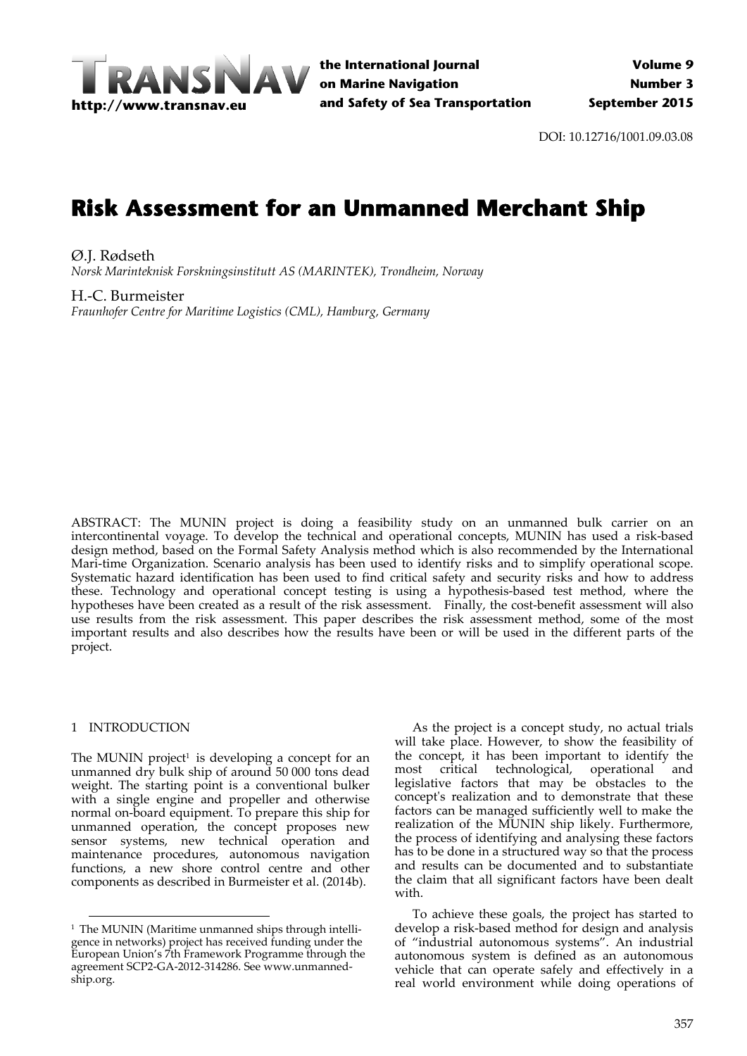DOI: 10.12716/1001.09.03.08

# Risk Assessment for an Unmanned Merchant Ship

Ø.J. Rødseth
*Norsk Marinteknisk Forskningsinstitutt AS (MARINTEK), Trondheim, Norway*

H.-C. Burmeister
*Fraunhofer Centre for Maritime Logistics (CML), Hamburg, Germany*

ABSTRACT: The MUNIN project is doing a feasibility study on an unmanned bulk carrier on an intercontinental voyage. To develop the technical and operational concepts, MUNIN has used a risk-based design method, based on the Formal Safety Analysis method which is also recommended by the International Mari-time Organization. Scenario analysis has been used to identify risks and to simplify operational scope. Systematic hazard identification has been used to find critical safety and security risks and how to address these. Technology and operational concept testing is using a hypothesis-based test method, where the hypotheses have been created as a result of the risk assessment. Finally, the cost-benefit assessment will also use results from the risk assessment. This paper describes the risk assessment method, some of the most important results and also describes how the results have been or will be used in the different parts of the project.

## 1 INTRODUCTION

The MUNIN project[1] is developing a concept for an unmanned dry bulk ship of around 50 000 tons dead weight. The starting point is a conventional bulker with a single engine and propeller and otherwise normal on-board equipment. To prepare this ship for unmanned operation, the concept proposes new sensor systems, new technical operation and maintenance procedures, autonomous navigation functions, a new shore control centre and other components as described in Burmeister et al. (2014b).

As the project is a concept study, no actual trials will take place. However, to show the feasibility of the concept, it has been important to identify the most critical technological, operational and legislative factors that may be obstacles to the concept's realization and to demonstrate that these factors can be managed sufficiently well to make the realization of the MUNIN ship likely. Furthermore, the process of identifying and analysing these factors has to be done in a structured way so that the process and results can be documented and to substantiate the claim that all significant factors have been dealt with.

To achieve these goals, the project has started to develop a risk-based method for design and analysis of "industrial autonomous systems". An industrial autonomous system is defined as an autonomous vehicle that can operate safely and effectively in a real world environment while doing operations of

[1] The MUNIN (Maritime unmanned ships through intelligence in networks) project has received funding under the European Union's 7th Framework Programme through the agreement SCP2-GA-2012-314286. See www.unmanned-ship.org.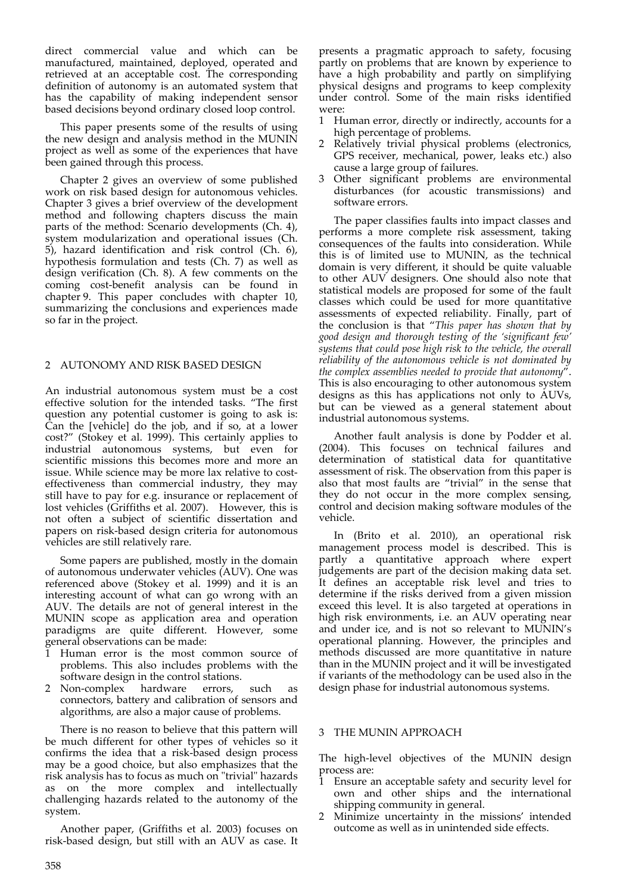direct commercial value and which can be manufactured, maintained, deployed, operated and retrieved at an acceptable cost. The corresponding definition of autonomy is an automated system that has the capability of making independent sensor based decisions beyond ordinary closed loop control.

This paper presents some of the results of using the new design and analysis method in the MUNIN project as well as some of the experiences that have been gained through this process.

Chapter 2 gives an overview of some published work on risk based design for autonomous vehicles. Chapter 3 gives a brief overview of the development method and following chapters discuss the main parts of the method: Scenario developments (Ch. 4), system modularization and operational issues (Ch. 5), hazard identification and risk control (Ch. 6), hypothesis formulation and tests (Ch. 7) as well as design verification (Ch. 8). A few comments on the coming cost-benefit analysis can be found in chapter 9. This paper concludes with chapter 10, summarizing the conclusions and experiences made so far in the project.

## 2 AUTONOMY AND RISK BASED DESIGN

An industrial autonomous system must be a cost effective solution for the intended tasks. "The first question any potential customer is going to ask is: Can the [vehicle] do the job, and if so, at a lower cost?" (Stokey et al. 1999). This certainly applies to industrial autonomous systems, but even for scientific missions this becomes more and more an issue. While science may be more lax relative to cost-effectiveness than commercial industry, they may still have to pay for e.g. insurance or replacement of lost vehicles (Griffiths et al. 2007). However, this is not often a subject of scientific dissertation and papers on risk-based design criteria for autonomous vehicles are still relatively rare.

Some papers are published, mostly in the domain of autonomous underwater vehicles (AUV). One was referenced above (Stokey et al. 1999) and it is an interesting account of what can go wrong with an AUV. The details are not of general interest in the MUNIN scope as application area and operation paradigms are quite different. However, some general observations can be made:

1. Human error is the most common source of problems. This also includes problems with the software design in the control stations.
2. Non-complex hardware errors, such as connectors, battery and calibration of sensors and algorithms, are also a major cause of problems.

There is no reason to believe that this pattern will be much different for other types of vehicles so it confirms the idea that a risk-based design process may be a good choice, but also emphasizes that the risk analysis has to focus as much on "trivial" hazards as on the more complex and intellectually challenging hazards related to the autonomy of the system.

Another paper, (Griffiths et al. 2003) focuses on risk-based design, but still with an AUV as case. It presents a pragmatic approach to safety, focusing partly on problems that are known by experience to have a high probability and partly on simplifying physical designs and programs to keep complexity under control. Some of the main risks identified were:

1. Human error, directly or indirectly, accounts for a high percentage of problems.
2. Relatively trivial physical problems (electronics, GPS receiver, mechanical, power, leaks etc.) also cause a large group of failures.
3. Other significant problems are environmental disturbances (for acoustic transmissions) and software errors.

The paper classifies faults into impact classes and performs a more complete risk assessment, taking consequences of the faults into consideration. While this is of limited use to MUNIN, as the technical domain is very different, it should be quite valuable to other AUV designers. One should also note that statistical models are proposed for some of the fault classes which could be used for more quantitative assessments of expected reliability. Finally, part of the conclusion is that "*This paper has shown that by good design and thorough testing of the 'significant few' systems that could pose high risk to the vehicle, the overall reliability of the autonomous vehicle is not dominated by the complex assemblies needed to provide that autonomy*". This is also encouraging to other autonomous system designs as this has applications not only to AUVs, but can be viewed as a general statement about industrial autonomous systems.

Another fault analysis is done by Podder et al. (2004). This focuses on technical failures and determination of statistical data for quantitative assessment of risk. The observation from this paper is also that most faults are "trivial" in the sense that they do not occur in the more complex sensing, control and decision making software modules of the vehicle.

In (Brito et al. 2010), an operational risk management process model is described. This is partly a quantitative approach where expert judgements are part of the decision making data set. It defines an acceptable risk level and tries to determine if the risks derived from a given mission exceed this level. It is also targeted at operations in high risk environments, i.e. an AUV operating near and under ice, and is not so relevant to MUNIN's operational planning. However, the principles and methods discussed are more quantitative in nature than in the MUNIN project and it will be investigated if variants of the methodology can be used also in the design phase for industrial autonomous systems.

## 3 THE MUNIN APPROACH

The high-level objectives of the MUNIN design process are:

1. Ensure an acceptable safety and security level for own and other ships and the international shipping community in general.
2. Minimize uncertainty in the missions' intended outcome as well as in unintended side effects.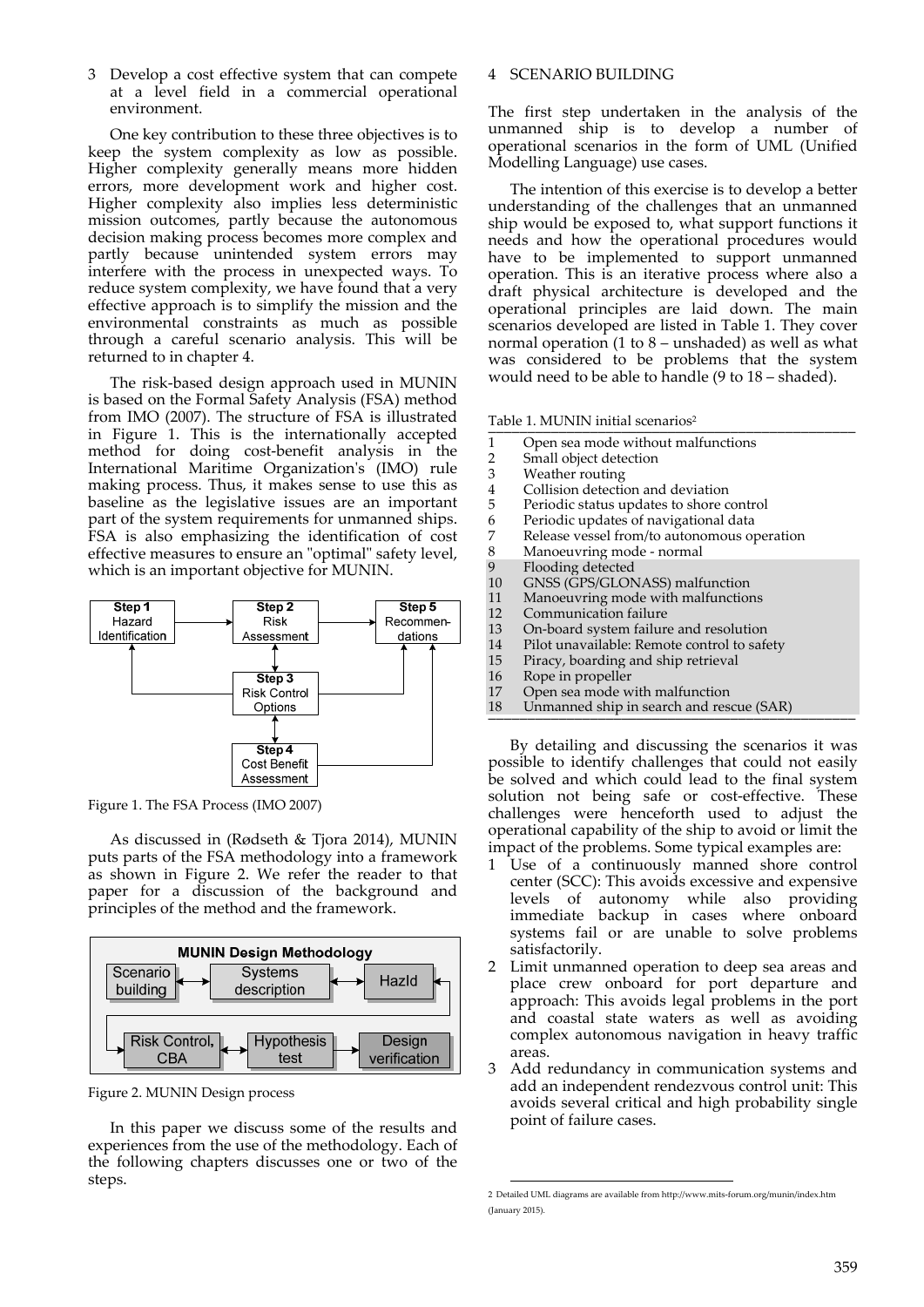3 Develop a cost effective system that can compete at a level field in a commercial operational environment.

One key contribution to these three objectives is to keep the system complexity as low as possible. Higher complexity generally means more hidden errors, more development work and higher cost. Higher complexity also implies less deterministic mission outcomes, partly because the autonomous decision making process becomes more complex and partly because unintended system errors may interfere with the process in unexpected ways. To reduce system complexity, we have found that a very effective approach is to simplify the mission and the environmental constraints as much as possible through a careful scenario analysis. This will be returned to in chapter 4.

The risk-based design approach used in MUNIN is based on the Formal Safety Analysis (FSA) method from IMO (2007). The structure of FSA is illustrated in Figure 1. This is the internationally accepted method for doing cost-benefit analysis in the International Maritime Organization's (IMO) rule making process. Thus, it makes sense to use this as baseline as the legislative issues are an important part of the system requirements for unmanned ships. FSA is also emphasizing the identification of cost effective measures to ensure an "optimal" safety level, which is an important objective for MUNIN.

Figure 1. The FSA Process (IMO 2007)

As discussed in (Rødseth & Tjora 2014), MUNIN puts parts of the FSA methodology into a framework as shown in Figure 2. We refer the reader to that paper for a discussion of the background and principles of the method and the framework.

Figure 2. MUNIN Design process

In this paper we discuss some of the results and experiences from the use of the methodology. Each of the following chapters discusses one or two of the steps.

## 4 SCENARIO BUILDING

The first step undertaken in the analysis of the unmanned ship is to develop a number of operational scenarios in the form of UML (Unified Modelling Language) use cases.

The intention of this exercise is to develop a better understanding of the challenges that an unmanned ship would be exposed to, what support functions it needs and how the operational procedures would have to be implemented to support unmanned operation. This is an iterative process where also a draft physical architecture is developed and the operational principles are laid down. The main scenarios developed are listed in Table 1. They cover normal operation (1 to 8 – unshaded) as well as what was considered to be problems that the system would need to be able to handle (9 to 18 – shaded).

Table 1. MUNIN initial scenarios[2]

| | |
|---|---|
| 1 | Open sea mode without malfunctions |
| 2 | Small object detection |
| 3 | Weather routing |
| 4 | Collision detection and deviation |
| 5 | Periodic status updates to shore control |
| 6 | Periodic updates of navigational data |
| 7 | Release vessel from/to autonomous operation |
| 8 | Manoeuvring mode - normal |
| 9 | Flooding detected |
| 10 | GNSS (GPS/GLONASS) malfunction |
| 11 | Manoeuvring mode with malfunctions |
| 12 | Communication failure |
| 13 | On-board system failure and resolution |
| 14 | Pilot unavailable: Remote control to safety |
| 15 | Piracy, boarding and ship retrieval |
| 16 | Rope in propeller |
| 17 | Open sea mode with malfunction |
| 18 | Unmanned ship in search and rescue (SAR) |

By detailing and discussing the scenarios it was possible to identify challenges that could not easily be solved and which could lead to the final system solution not being safe or cost-effective. These challenges were henceforth used to adjust the operational capability of the ship to avoid or limit the impact of the problems. Some typical examples are:

1 Use of a continuously manned shore control center (SCC): This avoids excessive and expensive levels of autonomy while also providing immediate backup in cases where onboard systems fail or are unable to solve problems satisfactorily.
2 Limit unmanned operation to deep sea areas and place crew onboard for port departure and approach: This avoids legal problems in the port and coastal state waters as well as avoiding complex autonomous navigation in heavy traffic areas.
3 Add redundancy in communication systems and add an independent rendezvous control unit: This avoids several critical and high probability single point of failure cases.

[2] Detailed UML diagrams are available from http://www.mits-forum.org/munin/index.htm (January 2015).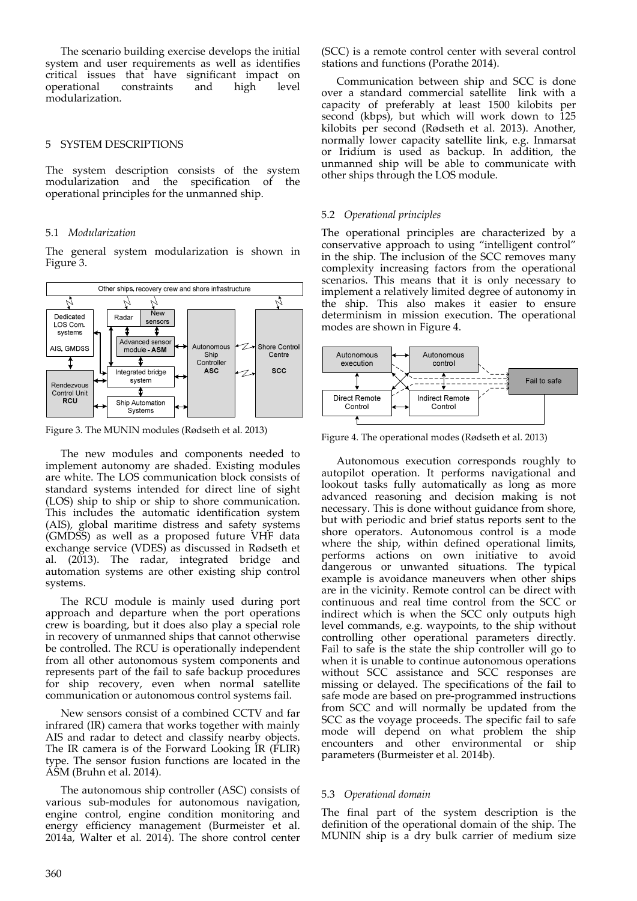The scenario building exercise develops the initial system and user requirements as well as identifies critical issues that have significant impact on operational constraints and high level modularization.

## 5 SYSTEM DESCRIPTIONS

The system description consists of the system modularization and the specification of the operational principles for the unmanned ship.

### 5.1 *Modularization*

The general system modularization is shown in Figure 3.

Figure 3. The MUNIN modules (Rødseth et al. 2013)

The new modules and components needed to implement autonomy are shaded. Existing modules are white. The LOS communication block consists of standard systems intended for direct line of sight (LOS) ship to ship or ship to shore communication. This includes the automatic identification system (AIS), global maritime distress and safety systems (GMDSS) as well as a proposed future VHF data exchange service (VDES) as discussed in Rødseth et al. (2013). The radar, integrated bridge and automation systems are other existing ship control systems.

The RCU module is mainly used during port approach and departure when the port operations crew is boarding, but it does also play a special role in recovery of unmanned ships that cannot otherwise be controlled. The RCU is operationally independent from all other autonomous system components and represents part of the fail to safe backup procedures for ship recovery, even when normal satellite communication or autonomous control systems fail.

New sensors consist of a combined CCTV and far infrared (IR) camera that works together with mainly AIS and radar to detect and classify nearby objects. The IR camera is of the Forward Looking IR (FLIR) type. The sensor fusion functions are located in the ASM (Bruhn et al. 2014).

The autonomous ship controller (ASC) consists of various sub-modules for autonomous navigation, engine control, engine condition monitoring and energy efficiency management (Burmeister et al. 2014a, Walter et al. 2014). The shore control center (SCC) is a remote control center with several control stations and functions (Porathe 2014).

Communication between ship and SCC is done over a standard commercial satellite link with a capacity of preferably at least 1500 kilobits per second (kbps), but which will work down to 125 kilobits per second (Rødseth et al. 2013). Another, normally lower capacity satellite link, e.g. Inmarsat or Iridium is used as backup. In addition, the unmanned ship will be able to communicate with other ships through the LOS module.

### 5.2 *Operational principles*

The operational principles are characterized by a conservative approach to using "intelligent control" in the ship. The inclusion of the SCC removes many complexity increasing factors from the operational scenarios. This means that it is only necessary to implement a relatively limited degree of autonomy in the ship. This also makes it easier to ensure determinism in mission execution. The operational modes are shown in Figure 4.

Figure 4. The operational modes (Rødseth et al. 2013)

Autonomous execution corresponds roughly to autopilot operation. It performs navigational and lookout tasks fully automatically as long as more advanced reasoning and decision making is not necessary. This is done without guidance from shore, but with periodic and brief status reports sent to the shore operators. Autonomous control is a mode where the ship, within defined operational limits, performs actions on own initiative to avoid dangerous or unwanted situations. The typical example is avoidance maneuvers when other ships are in the vicinity. Remote control can be direct with continuous and real time control from the SCC or indirect which is when the SCC only outputs high level commands, e.g. waypoints, to the ship without controlling other operational parameters directly. Fail to safe is the state the ship controller will go to when it is unable to continue autonomous operations without SCC assistance and SCC responses are missing or delayed. The specifications of the fail to safe mode are based on pre-programmed instructions from SCC and will normally be updated from the SCC as the voyage proceeds. The specific fail to safe mode will depend on what problem the ship encounters and other environmental or ship parameters (Burmeister et al. 2014b).

### 5.3 *Operational domain*

The final part of the system description is the definition of the operational domain of the ship. The MUNIN ship is a dry bulk carrier of medium size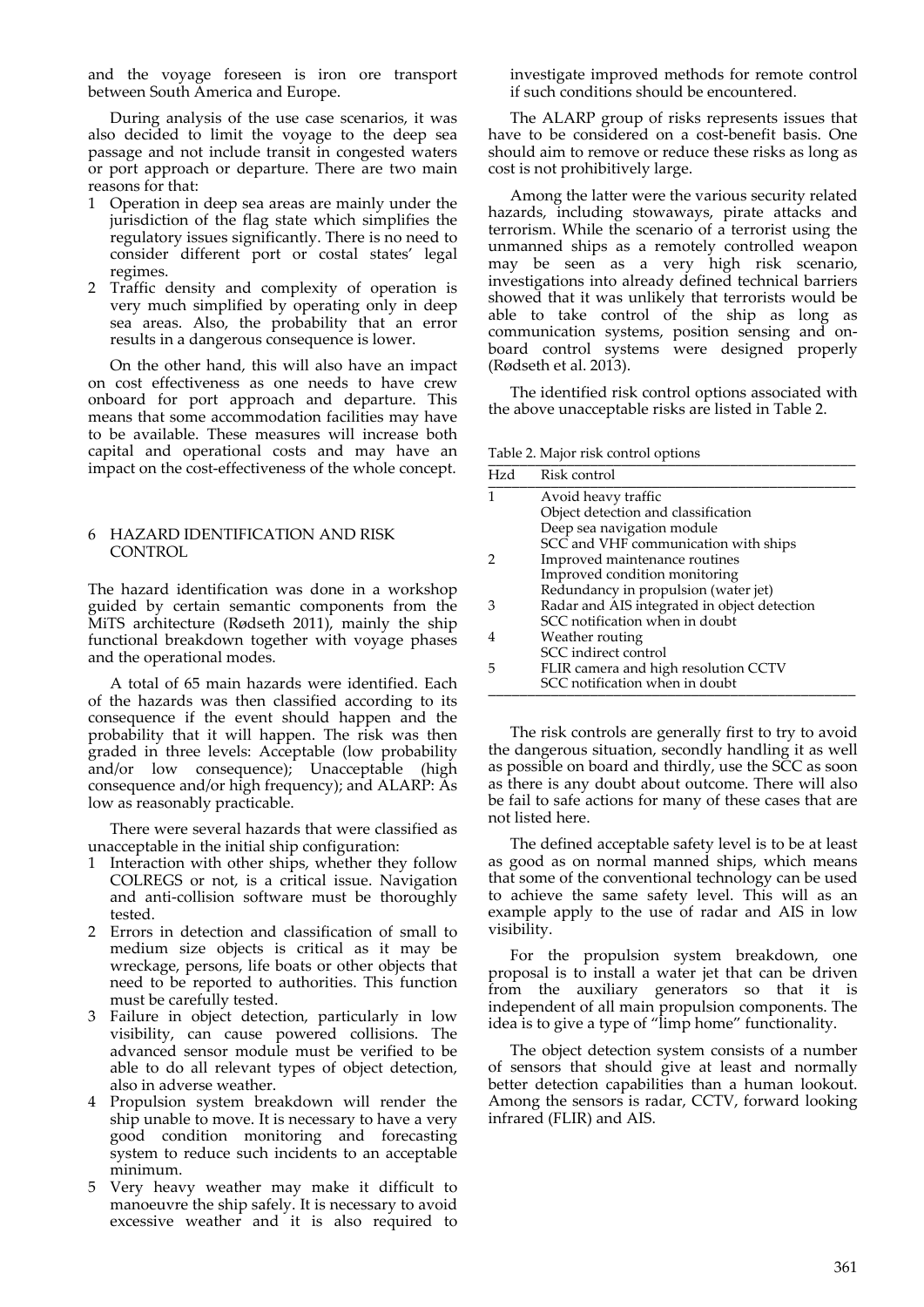and the voyage foreseen is iron ore transport between South America and Europe.

During analysis of the use case scenarios, it was also decided to limit the voyage to the deep sea passage and not include transit in congested waters or port approach or departure. There are two main reasons for that:

1. Operation in deep sea areas are mainly under the jurisdiction of the flag state which simplifies the regulatory issues significantly. There is no need to consider different port or costal states' legal regimes.
2. Traffic density and complexity of operation is very much simplified by operating only in deep sea areas. Also, the probability that an error results in a dangerous consequence is lower.

On the other hand, this will also have an impact on cost effectiveness as one needs to have crew onboard for port approach and departure. This means that some accommodation facilities may have to be available. These measures will increase both capital and operational costs and may have an impact on the cost-effectiveness of the whole concept.

## 6 HAZARD IDENTIFICATION AND RISK CONTROL

The hazard identification was done in a workshop guided by certain semantic components from the MiTS architecture (Rødseth 2011), mainly the ship functional breakdown together with voyage phases and the operational modes.

A total of 65 main hazards were identified. Each of the hazards was then classified according to its consequence if the event should happen and the probability that it will happen. The risk was then graded in three levels: Acceptable (low probability and/or low consequence); Unacceptable (high consequence and/or high frequency); and ALARP: As low as reasonably practicable.

There were several hazards that were classified as unacceptable in the initial ship configuration:

1. Interaction with other ships, whether they follow COLREGS or not, is a critical issue. Navigation and anti-collision software must be thoroughly tested.
2. Errors in detection and classification of small to medium size objects is critical as it may be wreckage, persons, life boats or other objects that need to be reported to authorities. This function must be carefully tested.
3. Failure in object detection, particularly in low visibility, can cause powered collisions. The advanced sensor module must be verified to be able to do all relevant types of object detection, also in adverse weather.
4. Propulsion system breakdown will render the ship unable to move. It is necessary to have a very good condition monitoring and forecasting system to reduce such incidents to an acceptable minimum.
5. Very heavy weather may make it difficult to manoeuvre the ship safely. It is necessary to avoid excessive weather and it is also required to investigate improved methods for remote control if such conditions should be encountered.

The ALARP group of risks represents issues that have to be considered on a cost-benefit basis. One should aim to remove or reduce these risks as long as cost is not prohibitively large.

Among the latter were the various security related hazards, including stowaways, pirate attacks and terrorism. While the scenario of a terrorist using the unmanned ships as a remotely controlled weapon may be seen as a very high risk scenario, investigations into already defined technical barriers showed that it was unlikely that terrorists would be able to take control of the ship as long as communication systems, position sensing and on-board control systems were designed properly (Rødseth et al. 2013).

The identified risk control options associated with the above unacceptable risks are listed in Table 2.

Table 2. Major risk control options

| Hzd | Risk control |
|---|---|
| 1 | Avoid heavy traffic |
| | Object detection and classification |
| | Deep sea navigation module |
| | SCC and VHF communication with ships |
| 2 | Improved maintenance routines |
| | Improved condition monitoring |
| | Redundancy in propulsion (water jet) |
| 3 | Radar and AIS integrated in object detection |
| | SCC notification when in doubt |
| 4 | Weather routing |
| | SCC indirect control |
| 5 | FLIR camera and high resolution CCTV |
| | SCC notification when in doubt |

The risk controls are generally first to try to avoid the dangerous situation, secondly handling it as well as possible on board and thirdly, use the SCC as soon as there is any doubt about outcome. There will also be fail to safe actions for many of these cases that are not listed here.

The defined acceptable safety level is to be at least as good as on normal manned ships, which means that some of the conventional technology can be used to achieve the same safety level. This will as an example apply to the use of radar and AIS in low visibility.

For the propulsion system breakdown, one proposal is to install a water jet that can be driven from the auxiliary generators so that it is independent of all main propulsion components. The idea is to give a type of "limp home" functionality.

The object detection system consists of a number of sensors that should give at least and normally better detection capabilities than a human lookout. Among the sensors is radar, CCTV, forward looking infrared (FLIR) and AIS.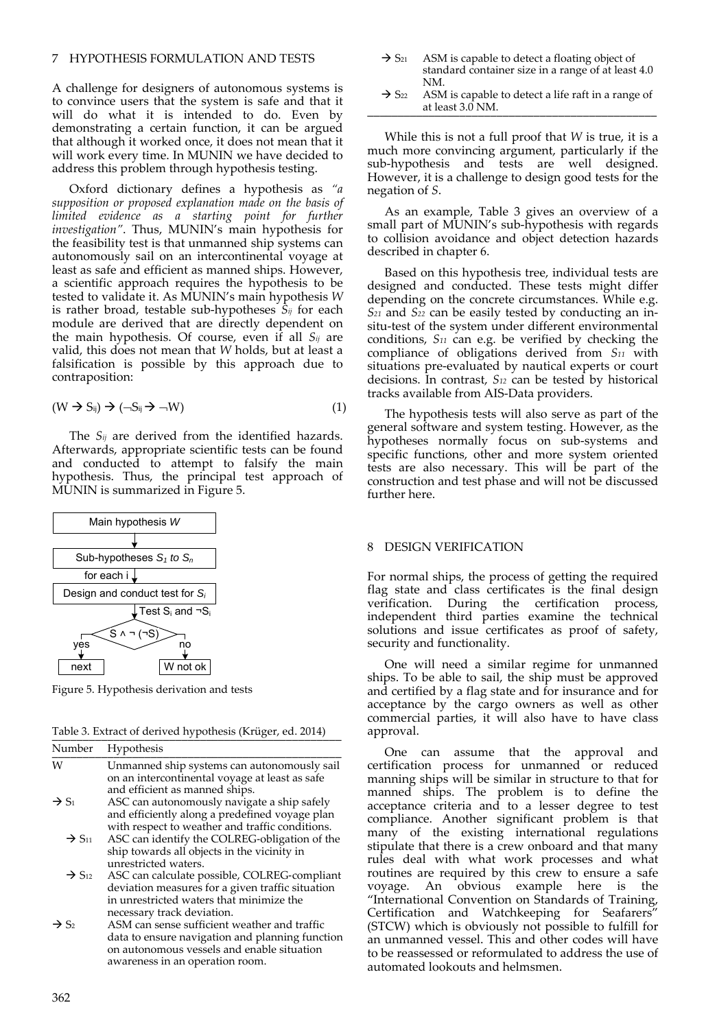## 7 HYPOTHESIS FORMULATION AND TESTS

A challenge for designers of autonomous systems is to convince users that the system is safe and that it will do what it is intended to do. Even by demonstrating a certain function, it can be argued that although it worked once, it does not mean that it will work every time. In MUNIN we have decided to address this problem through hypothesis testing.

Oxford dictionary defines a hypothesis as *"a supposition or proposed explanation made on the basis of limited evidence as a starting point for further investigation"*. Thus, MUNIN's main hypothesis for the feasibility test is that unmanned ship systems can autonomously sail on an intercontinental voyage at least as safe and efficient as manned ships. However, a scientific approach requires the hypothesis to be tested to validate it. As MUNIN's main hypothesis $W$ is rather broad, testable sub-hypotheses $S_{ij}$ for each module are derived that are directly dependent on the main hypothesis. Of course, even if all $S_{ij}$ are valid, this does not mean that $W$ holds, but at least a falsification is possible by this approach due to contraposition:

$$(W \rightarrow S_{ij}) \rightarrow (\neg S_{ij} \rightarrow \neg W) \tag{1}$$

The $S_{ij}$ are derived from the identified hazards. Afterwards, appropriate scientific tests can be found and conducted to attempt to falsify the main hypothesis. Thus, the principal test approach of MUNIN is summarized in Figure 5.

Main hypothesis $W$ → Sub-hypotheses $S_1$ to $S_n$ → for each i → Design and conduct test for $S_i$ → Test $S_i$ and $\neg S_i$ → $S \wedge \neg(\neg S)$ → yes: next / no: W not ok

Figure 5. Hypothesis derivation and tests

Table 3. Extract of derived hypothesis (Krüger, ed. 2014)

| Number | Hypothesis |
|---|---|
| W | Unmanned ship systems can autonomously sail on an intercontinental voyage at least as safe and efficient as manned ships. |
| → $S_1$ | ASC can autonomously navigate a ship safely and efficiently along a predefined voyage plan with respect to weather and traffic conditions. |
| → $S_{11}$ | ASC can identify the COLREG-obligation of the ship towards all objects in the vicinity in unrestricted waters. |
| → $S_{12}$ | ASC can calculate possible, COLREG-compliant deviation measures for a given traffic situation in unrestricted waters that minimize the necessary track deviation. |
| → $S_2$ | ASM can sense sufficient weather and traffic data to ensure navigation and planning function on autonomous vessels and enable situation awareness in an operation room. |
| → $S_{21}$ | ASM is capable to detect a floating object of standard container size in a range of at least 4.0 NM. |
| → $S_{22}$ | ASM is capable to detect a life raft in a range of at least 3.0 NM. |

While this is not a full proof that $W$ is true, it is a much more convincing argument, particularly if the sub-hypothesis and tests are well designed. However, it is a challenge to design good tests for the negation of $S$.

As an example, Table 3 gives an overview of a small part of MUNIN's sub-hypothesis with regards to collision avoidance and object detection hazards described in chapter 6.

Based on this hypothesis tree, individual tests are designed and conducted. These tests might differ depending on the concrete circumstances. While e.g. $S_{21}$ and $S_{22}$ can be easily tested by conducting an in-situ-test of the system under different environmental conditions, $S_{11}$ can e.g. be verified by checking the compliance of obligations derived from $S_{11}$ with situations pre-evaluated by nautical experts or court decisions. In contrast, $S_{12}$ can be tested by historical tracks available from AIS-Data providers.

The hypothesis tests will also serve as part of the general software and system testing. However, as the hypotheses normally focus on sub-systems and specific functions, other and more system oriented tests are also necessary. This will be part of the construction and test phase and will not be discussed further here.

## 8 DESIGN VERIFICATION

For normal ships, the process of getting the required flag state and class certificates is the final design verification. During the certification process, independent third parties examine the technical solutions and issue certificates as proof of safety, security and functionality.

One will need a similar regime for unmanned ships. To be able to sail, the ship must be approved and certified by a flag state and for insurance and for acceptance by the cargo owners as well as other commercial parties, it will also have to have class approval.

One can assume that the approval and certification process for unmanned or reduced manning ships will be similar in structure to that for manned ships. The problem is to define the acceptance criteria and to a lesser degree to test compliance. Another significant problem is that many of the existing international regulations stipulate that there is a crew onboard and that many rules deal with what work processes and what routines are required by this crew to ensure a safe voyage. An obvious example here is the "International Convention on Standards of Training, Certification and Watchkeeping for Seafarers" (STCW) which is obviously not possible to fulfill for an unmanned vessel. This and other codes will have to be reassessed or reformulated to address the use of automated lookouts and helmsmen.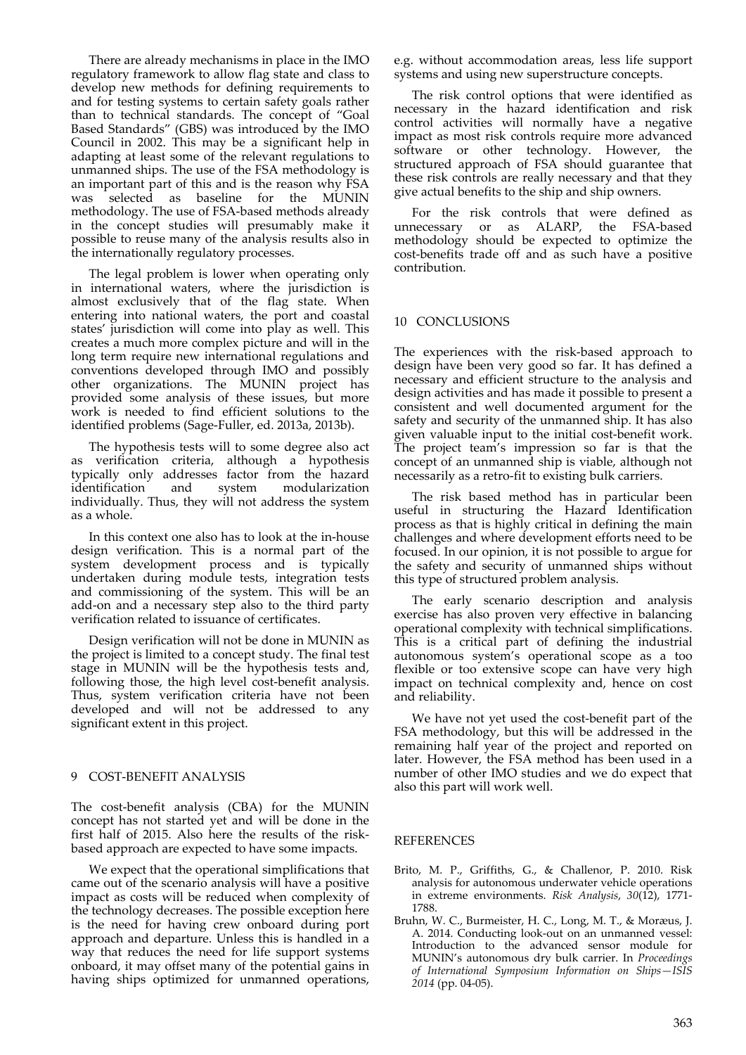There are already mechanisms in place in the IMO regulatory framework to allow flag state and class to develop new methods for defining requirements to and for testing systems to certain safety goals rather than to technical standards. The concept of "Goal Based Standards" (GBS) was introduced by the IMO Council in 2002. This may be a significant help in adapting at least some of the relevant regulations to unmanned ships. The use of the FSA methodology is an important part of this and is the reason why FSA was selected as baseline for the MUNIN methodology. The use of FSA-based methods already in the concept studies will presumably make it possible to reuse many of the analysis results also in the internationally regulatory processes.

The legal problem is lower when operating only in international waters, where the jurisdiction is almost exclusively that of the flag state. When entering into national waters, the port and coastal states' jurisdiction will come into play as well. This creates a much more complex picture and will in the long term require new international regulations and conventions developed through IMO and possibly other organizations. The MUNIN project has provided some analysis of these issues, but more work is needed to find efficient solutions to the identified problems (Sage-Fuller, ed. 2013a, 2013b).

The hypothesis tests will to some degree also act as verification criteria, although a hypothesis typically only addresses factor from the hazard identification and system modularization individually. Thus, they will not address the system as a whole.

In this context one also has to look at the in-house design verification. This is a normal part of the system development process and is typically undertaken during module tests, integration tests and commissioning of the system. This will be an add-on and a necessary step also to the third party verification related to issuance of certificates.

Design verification will not be done in MUNIN as the project is limited to a concept study. The final test stage in MUNIN will be the hypothesis tests and, following those, the high level cost-benefit analysis. Thus, system verification criteria have not been developed and will not be addressed to any significant extent in this project.

## 9 COST-BENEFIT ANALYSIS

The cost-benefit analysis (CBA) for the MUNIN concept has not started yet and will be done in the first half of 2015. Also here the results of the risk-based approach are expected to have some impacts.

We expect that the operational simplifications that came out of the scenario analysis will have a positive impact as costs will be reduced when complexity of the technology decreases. The possible exception here is the need for having crew onboard during port approach and departure. Unless this is handled in a way that reduces the need for life support systems onboard, it may offset many of the potential gains in having ships optimized for unmanned operations, e.g. without accommodation areas, less life support systems and using new superstructure concepts.

The risk control options that were identified as necessary in the hazard identification and risk control activities will normally have a negative impact as most risk controls require more advanced software or other technology. However, the structured approach of FSA should guarantee that these risk controls are really necessary and that they give actual benefits to the ship and ship owners.

For the risk controls that were defined as unnecessary or as ALARP, the FSA-based methodology should be expected to optimize the cost-benefits trade off and as such have a positive contribution.

## 10 CONCLUSIONS

The experiences with the risk-based approach to design have been very good so far. It has defined a necessary and efficient structure to the analysis and design activities and has made it possible to present a consistent and well documented argument for the safety and security of the unmanned ship. It has also given valuable input to the initial cost-benefit work. The project team's impression so far is that the concept of an unmanned ship is viable, although not necessarily as a retro-fit to existing bulk carriers.

The risk based method has in particular been useful in structuring the Hazard Identification process as that is highly critical in defining the main challenges and where development efforts need to be focused. In our opinion, it is not possible to argue for the safety and security of unmanned ships without this type of structured problem analysis.

The early scenario description and analysis exercise has also proven very effective in balancing operational complexity with technical simplifications. This is a critical part of defining the industrial autonomous system's operational scope as a too flexible or too extensive scope can have very high impact on technical complexity and, hence on cost and reliability.

We have not yet used the cost-benefit part of the FSA methodology, but this will be addressed in the remaining half year of the project and reported on later. However, the FSA method has been used in a number of other IMO studies and we do expect that also this part will work well.

## REFERENCES

Brito, M. P., Griffiths, G., & Challenor, P. 2010. Risk analysis for autonomous underwater vehicle operations in extreme environments. *Risk Analysis*, *30*(12), 1771-1788.

Bruhn, W. C., Burmeister, H. C., Long, M. T., & Moræus, J. A. 2014. Conducting look-out on an unmanned vessel: Introduction to the advanced sensor module for MUNIN's autonomous dry bulk carrier. In *Proceedings of International Symposium Information on Ships—ISIS 2014* (pp. 04-05).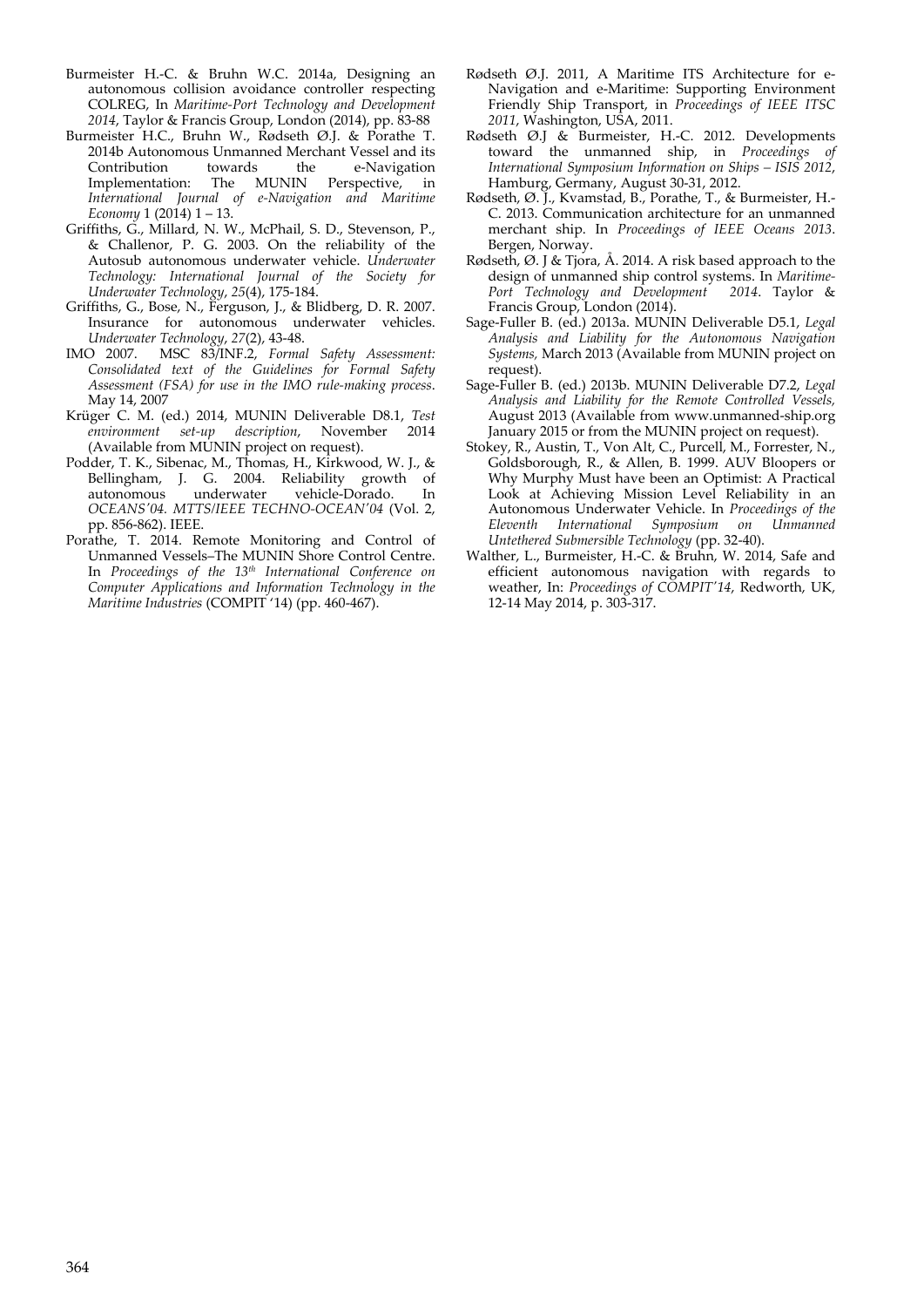Burmeister H.-C. & Bruhn W.C. 2014a, Designing an autonomous collision avoidance controller respecting COLREG, In *Maritime-Port Technology and Development 2014*, Taylor & Francis Group, London (2014), pp. 83-88

Burmeister H.C., Bruhn W., Rødseth Ø.J. & Porathe T. 2014b Autonomous Unmanned Merchant Vessel and its Contribution towards the e-Navigation Implementation: The MUNIN Perspective, in *International Journal of e-Navigation and Maritime Economy* 1 (2014) 1 – 13.

Griffiths, G., Millard, N. W., McPhail, S. D., Stevenson, P., & Challenor, P. G. 2003. On the reliability of the Autosub autonomous underwater vehicle. *Underwater Technology: International Journal of the Society for Underwater Technology*, *25*(4), 175-184.

Griffiths, G., Bose, N., Ferguson, J., & Blidberg, D. R. 2007. Insurance for autonomous underwater vehicles. *Underwater Technology*, *27*(2), 43-48.

IMO 2007. MSC 83/INF.2, *Formal Safety Assessment: Consolidated text of the Guidelines for Formal Safety Assessment (FSA) for use in the IMO rule-making process*. May 14, 2007

Krüger C. M. (ed.) 2014, MUNIN Deliverable D8.1, *Test environment set-up description*, November 2014 (Available from MUNIN project on request).

Podder, T. K., Sibenac, M., Thomas, H., Kirkwood, W. J., & Bellingham, J. G. 2004. Reliability growth of autonomous underwater vehicle-Dorado. In *OCEANS'04. MTTS/IEEE TECHNO-OCEAN'04* (Vol. 2, pp. 856-862). IEEE.

Porathe, T. 2014. Remote Monitoring and Control of Unmanned Vessels–The MUNIN Shore Control Centre. In *Proceedings of the 13th International Conference on Computer Applications and Information Technology in the Maritime Industries* (COMPIT '14) (pp. 460-467).

Rødseth Ø.J. 2011, A Maritime ITS Architecture for e-Navigation and e-Maritime: Supporting Environment Friendly Ship Transport, in *Proceedings of IEEE ITSC 2011*, Washington, USA, 2011.

Rødseth Ø.J & Burmeister, H.-C. 2012. Developments toward the unmanned ship, in *Proceedings of International Symposium Information on Ships – ISIS 2012*, Hamburg, Germany, August 30-31, 2012.

Rødseth, Ø. J., Kvamstad, B., Porathe, T., & Burmeister, H.-C. 2013. Communication architecture for an unmanned merchant ship. In *Proceedings of IEEE Oceans 2013*. Bergen, Norway.

Rødseth, Ø. J & Tjora, Å. 2014. A risk based approach to the design of unmanned ship control systems. In *Maritime-Port Technology and Development 2014*. Taylor & Francis Group, London (2014).

Sage-Fuller B. (ed.) 2013a. MUNIN Deliverable D5.1, *Legal Analysis and Liability for the Autonomous Navigation Systems,* March 2013 (Available from MUNIN project on request).

Sage-Fuller B. (ed.) 2013b. MUNIN Deliverable D7.2, *Legal Analysis and Liability for the Remote Controlled Vessels*, August 2013 (Available from www.unmanned-ship.org January 2015 or from the MUNIN project on request).

Stokey, R., Austin, T., Von Alt, C., Purcell, M., Forrester, N., Goldsborough, R., & Allen, B. 1999. AUV Bloopers or Why Murphy Must have been an Optimist: A Practical Look at Achieving Mission Level Reliability in an Autonomous Underwater Vehicle. In *Proceedings of the Eleventh International Symposium on Unmanned Untethered Submersible Technology* (pp. 32-40).

Walther, L., Burmeister, H.-C. & Bruhn, W. 2014, Safe and efficient autonomous navigation with regards to weather, In: *Proceedings of COMPIT'14*, Redworth, UK, 12-14 May 2014, p. 303-317.